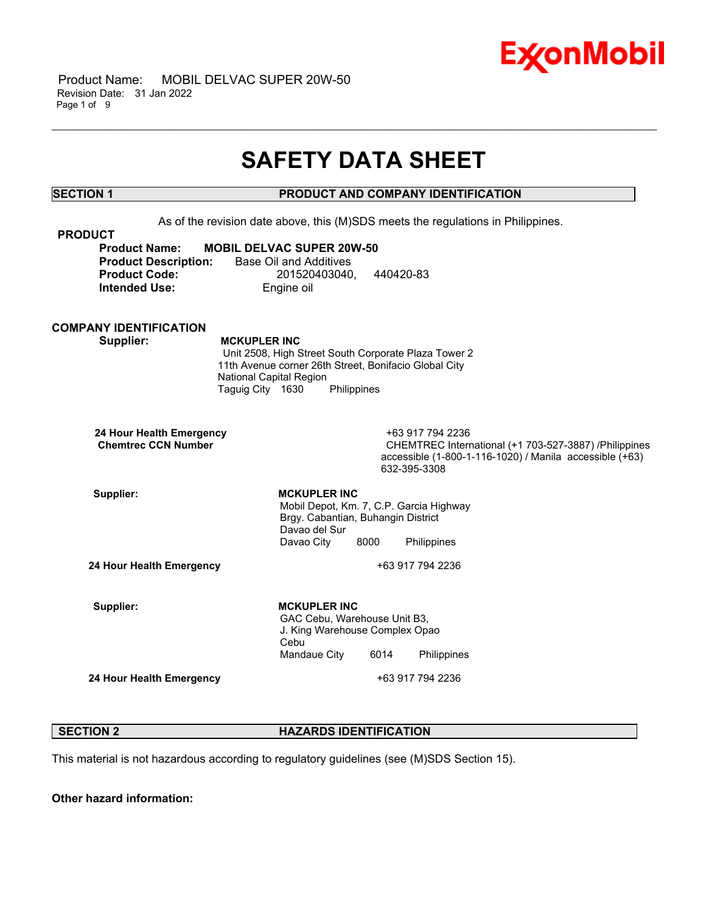# SAFETY DATA SHEET

## SECTION 1 PRODUCT AND COMPANY IDENTIFICATION

As of the revision date above, this (M)SDS meets the regulations in Philippines.

### PRODUCT

**Product Name:** **MOBIL DELVAC SUPER 20W-50**
**Product Description:** Base Oil and Additives
**Product Code:** 201520403040, 440420-83
**Intended Use:** Engine oil

### COMPANY IDENTIFICATION

**Supplier:** **MCKUPLER INC**
Unit 2508, High Street South Corporate Plaza Tower 2
11th Avenue corner 26th Street, Bonifacio Global City
National Capital Region
Taguig City 1630 Philippines

**24 Hour Health Emergency** +63 917 794 2236
**Chemtrec CCN Number** CHEMTREC International (+1 703-527-3887) /Philippines accessible (1-800-1-116-1020) / Manila accessible (+63) 632-395-3308

**Supplier:** **MCKUPLER INC**
Mobil Depot, Km. 7, C.P. Garcia Highway
Brgy. Cabantian, Buhangin District
Davao del Sur
Davao City 8000 Philippines

**24 Hour Health Emergency** +63 917 794 2236

**Supplier:** **MCKUPLER INC**
GAC Cebu, Warehouse Unit B3,
J. King Warehouse Complex Opao
Cebu
Mandaue City 6014 Philippines

**24 Hour Health Emergency** +63 917 794 2236

## SECTION 2 HAZARDS IDENTIFICATION

This material is not hazardous according to regulatory guidelines (see (M)SDS Section 15).

**Other hazard information:**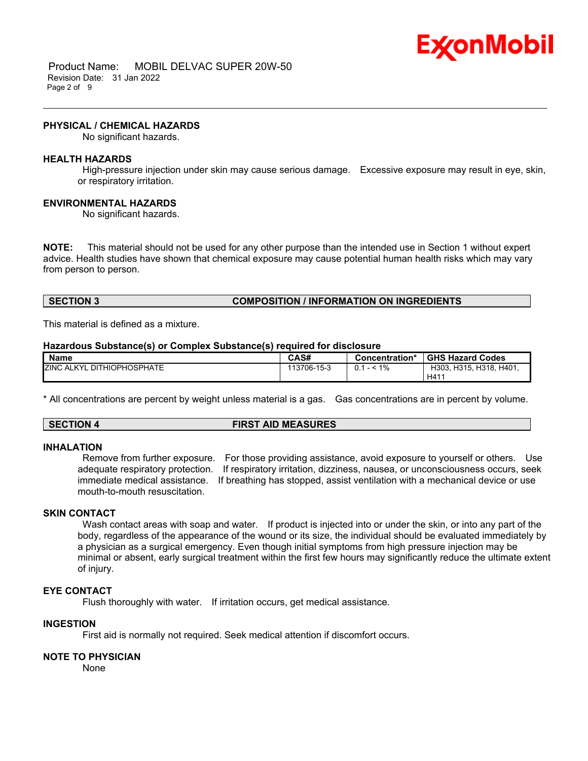### PHYSICAL / CHEMICAL HAZARDS

No significant hazards.

### HEALTH HAZARDS

High-pressure injection under skin may cause serious damage. Excessive exposure may result in eye, skin, or respiratory irritation.

### ENVIRONMENTAL HAZARDS

No significant hazards.

**NOTE:** This material should not be used for any other purpose than the intended use in Section 1 without expert advice. Health studies have shown that chemical exposure may cause potential human health risks which may vary from person to person.

## SECTION 3 COMPOSITION / INFORMATION ON INGREDIENTS

This material is defined as a mixture.

**Hazardous Substance(s) or Complex Substance(s) required for disclosure**

| Name | CAS# | Concentration* | GHS Hazard Codes |
|---|---|---|---|
| ZINC ALKYL DITHIOPHOSPHATE | 113706-15-3 | 0.1 - < 1% | H303, H315, H318, H401, H411 |

\* All concentrations are percent by weight unless material is a gas. Gas concentrations are in percent by volume.

## SECTION 4 FIRST AID MEASURES

### INHALATION

Remove from further exposure. For those providing assistance, avoid exposure to yourself or others. Use adequate respiratory protection. If respiratory irritation, dizziness, nausea, or unconsciousness occurs, seek immediate medical assistance. If breathing has stopped, assist ventilation with a mechanical device or use mouth-to-mouth resuscitation.

### SKIN CONTACT

Wash contact areas with soap and water. If product is injected into or under the skin, or into any part of the body, regardless of the appearance of the wound or its size, the individual should be evaluated immediately by a physician as a surgical emergency. Even though initial symptoms from high pressure injection may be minimal or absent, early surgical treatment within the first few hours may significantly reduce the ultimate extent of injury.

### EYE CONTACT

Flush thoroughly with water. If irritation occurs, get medical assistance.

### INGESTION

First aid is normally not required. Seek medical attention if discomfort occurs.

### NOTE TO PHYSICIAN

None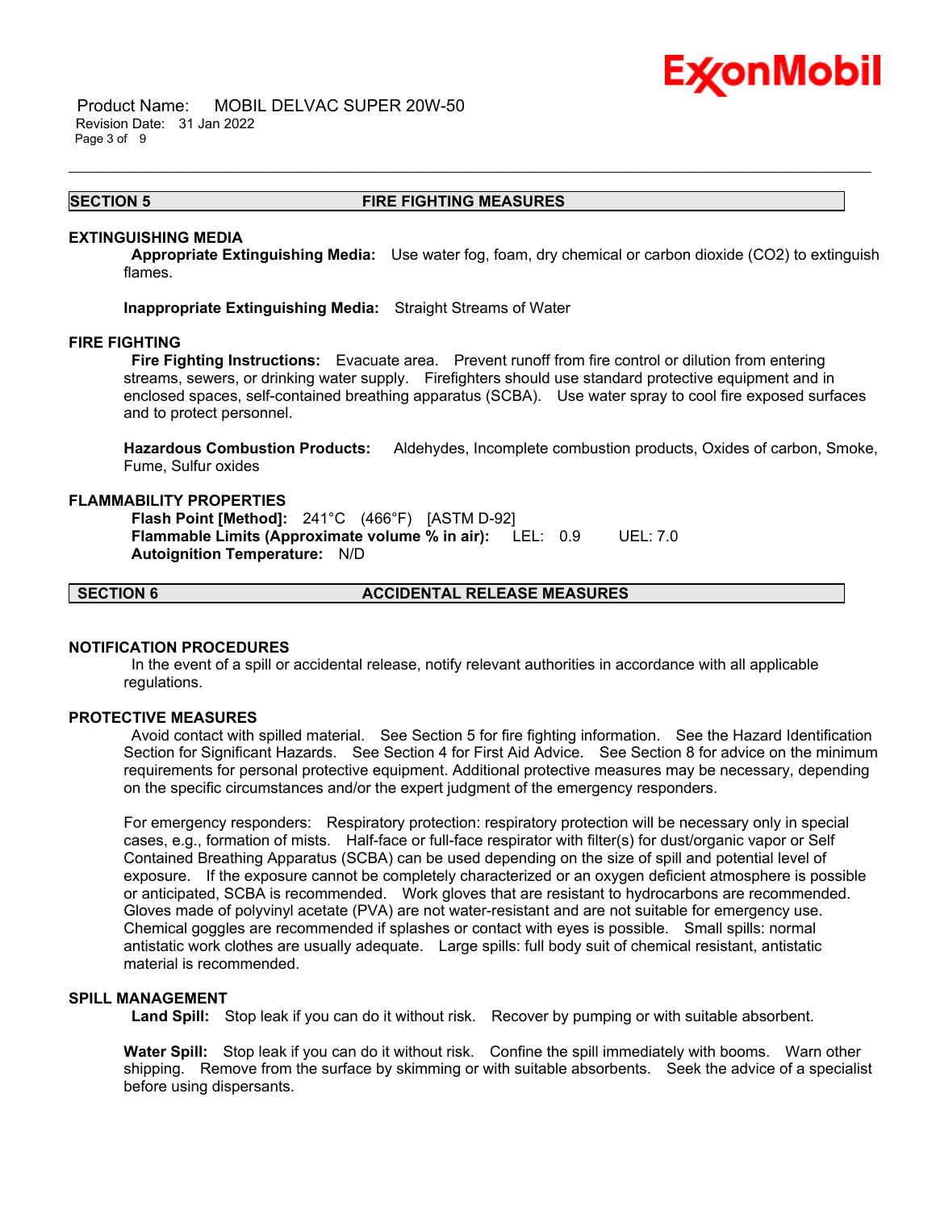## SECTION 5 FIRE FIGHTING MEASURES

### EXTINGUISHING MEDIA

**Appropriate Extinguishing Media:** Use water fog, foam, dry chemical or carbon dioxide ($CO_2$) to extinguish flames.

**Inappropriate Extinguishing Media:** Straight Streams of Water

### FIRE FIGHTING

**Fire Fighting Instructions:** Evacuate area. Prevent runoff from fire control or dilution from entering streams, sewers, or drinking water supply. Firefighters should use standard protective equipment and in enclosed spaces, self-contained breathing apparatus (SCBA). Use water spray to cool fire exposed surfaces and to protect personnel.

**Hazardous Combustion Products:** Aldehydes, Incomplete combustion products, Oxides of carbon, Smoke, Fume, Sulfur oxides

### FLAMMABILITY PROPERTIES

**Flash Point [Method]:** 241°C (466°F) [ASTM D-92]
**Flammable Limits (Approximate volume % in air):** LEL: 0.9 UEL: 7.0
**Autoignition Temperature:** N/D

## SECTION 6 ACCIDENTAL RELEASE MEASURES

### NOTIFICATION PROCEDURES

In the event of a spill or accidental release, notify relevant authorities in accordance with all applicable regulations.

### PROTECTIVE MEASURES

Avoid contact with spilled material. See Section 5 for fire fighting information. See the Hazard Identification Section for Significant Hazards. See Section 4 for First Aid Advice. See Section 8 for advice on the minimum requirements for personal protective equipment. Additional protective measures may be necessary, depending on the specific circumstances and/or the expert judgment of the emergency responders.

For emergency responders: Respiratory protection: respiratory protection will be necessary only in special cases, e.g., formation of mists. Half-face or full-face respirator with filter(s) for dust/organic vapor or Self Contained Breathing Apparatus (SCBA) can be used depending on the size of spill and potential level of exposure. If the exposure cannot be completely characterized or an oxygen deficient atmosphere is possible or anticipated, SCBA is recommended. Work gloves that are resistant to hydrocarbons are recommended. Gloves made of polyvinyl acetate (PVA) are not water-resistant and are not suitable for emergency use. Chemical goggles are recommended if splashes or contact with eyes is possible. Small spills: normal antistatic work clothes are usually adequate. Large spills: full body suit of chemical resistant, antistatic material is recommended.

### SPILL MANAGEMENT

**Land Spill:** Stop leak if you can do it without risk. Recover by pumping or with suitable absorbent.

**Water Spill:** Stop leak if you can do it without risk. Confine the spill immediately with booms. Warn other shipping. Remove from the surface by skimming or with suitable absorbents. Seek the advice of a specialist before using dispersants.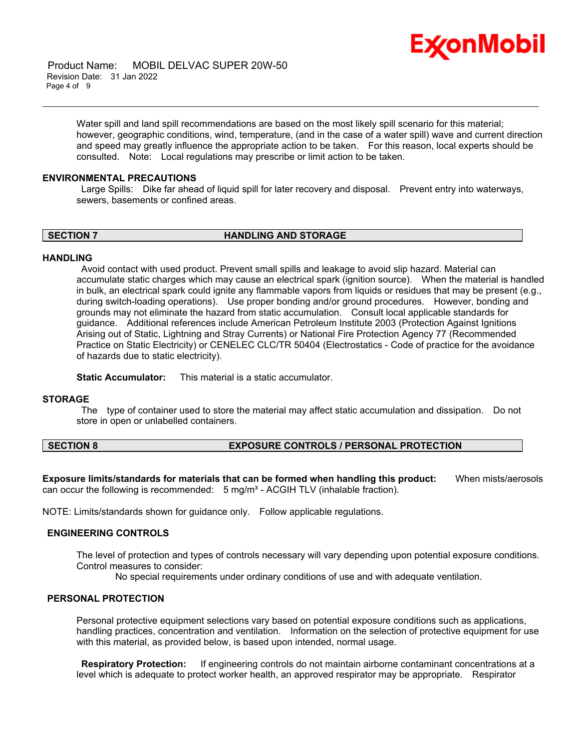Water spill and land spill recommendations are based on the most likely spill scenario for this material; however, geographic conditions, wind, temperature, (and in the case of a water spill) wave and current direction and speed may greatly influence the appropriate action to be taken. For this reason, local experts should be consulted. Note: Local regulations may prescribe or limit action to be taken.

### ENVIRONMENTAL PRECAUTIONS

Large Spills: Dike far ahead of liquid spill for later recovery and disposal. Prevent entry into waterways, sewers, basements or confined areas.

## SECTION 7 HANDLING AND STORAGE

### HANDLING

Avoid contact with used product. Prevent small spills and leakage to avoid slip hazard. Material can accumulate static charges which may cause an electrical spark (ignition source). When the material is handled in bulk, an electrical spark could ignite any flammable vapors from liquids or residues that may be present (e.g., during switch-loading operations). Use proper bonding and/or ground procedures. However, bonding and grounds may not eliminate the hazard from static accumulation. Consult local applicable standards for guidance. Additional references include American Petroleum Institute 2003 (Protection Against Ignitions Arising out of Static, Lightning and Stray Currents) or National Fire Protection Agency 77 (Recommended Practice on Static Electricity) or CENELEC CLC/TR 50404 (Electrostatics - Code of practice for the avoidance of hazards due to static electricity).

**Static Accumulator:** This material is a static accumulator.

### STORAGE

The type of container used to store the material may affect static accumulation and dissipation. Do not store in open or unlabelled containers.

## SECTION 8 EXPOSURE CONTROLS / PERSONAL PROTECTION

**Exposure limits/standards for materials that can be formed when handling this product:** When mists/aerosols can occur the following is recommended: 5 mg/m³ - ACGIH TLV (inhalable fraction).

NOTE: Limits/standards shown for guidance only. Follow applicable regulations.

### ENGINEERING CONTROLS

The level of protection and types of controls necessary will vary depending upon potential exposure conditions. Control measures to consider:

No special requirements under ordinary conditions of use and with adequate ventilation.

### PERSONAL PROTECTION

Personal protective equipment selections vary based on potential exposure conditions such as applications, handling practices, concentration and ventilation. Information on the selection of protective equipment for use with this material, as provided below, is based upon intended, normal usage.

**Respiratory Protection:** If engineering controls do not maintain airborne contaminant concentrations at a level which is adequate to protect worker health, an approved respirator may be appropriate. Respirator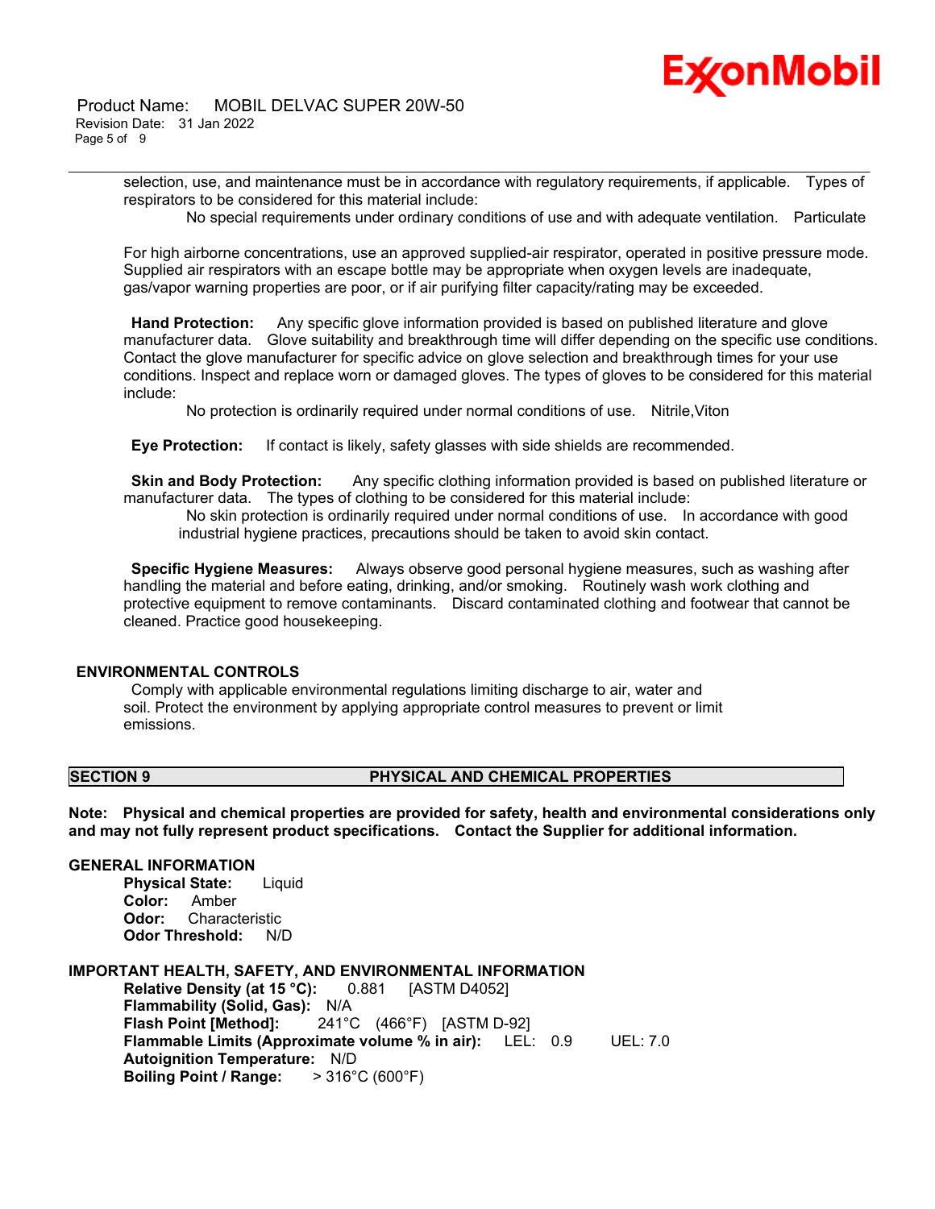selection, use, and maintenance must be in accordance with regulatory requirements, if applicable. Types of respirators to be considered for this material include:

No special requirements under ordinary conditions of use and with adequate ventilation. Particulate

For high airborne concentrations, use an approved supplied-air respirator, operated in positive pressure mode. Supplied air respirators with an escape bottle may be appropriate when oxygen levels are inadequate, gas/vapor warning properties are poor, or if air purifying filter capacity/rating may be exceeded.

**Hand Protection:** Any specific glove information provided is based on published literature and glove manufacturer data. Glove suitability and breakthrough time will differ depending on the specific use conditions. Contact the glove manufacturer for specific advice on glove selection and breakthrough times for your use conditions. Inspect and replace worn or damaged gloves. The types of gloves to be considered for this material include:

No protection is ordinarily required under normal conditions of use. Nitrile,Viton

**Eye Protection:** If contact is likely, safety glasses with side shields are recommended.

**Skin and Body Protection:** Any specific clothing information provided is based on published literature or manufacturer data. The types of clothing to be considered for this material include:

No skin protection is ordinarily required under normal conditions of use. In accordance with good industrial hygiene practices, precautions should be taken to avoid skin contact.

**Specific Hygiene Measures:** Always observe good personal hygiene measures, such as washing after handling the material and before eating, drinking, and/or smoking. Routinely wash work clothing and protective equipment to remove contaminants. Discard contaminated clothing and footwear that cannot be cleaned. Practice good housekeeping.

## ENVIRONMENTAL CONTROLS

Comply with applicable environmental regulations limiting discharge to air, water and soil. Protect the environment by applying appropriate control measures to prevent or limit emissions.

## SECTION 9 PHYSICAL AND CHEMICAL PROPERTIES

**Note: Physical and chemical properties are provided for safety, health and environmental considerations only and may not fully represent product specifications. Contact the Supplier for additional information.**

### GENERAL INFORMATION

**Physical State:** Liquid
**Color:** Amber
**Odor:** Characteristic
**Odor Threshold:** N/D

### IMPORTANT HEALTH, SAFETY, AND ENVIRONMENTAL INFORMATION

**Relative Density (at 15 °C):** 0.881 [ASTM D4052]
**Flammability (Solid, Gas):** N/A
**Flash Point [Method]:** 241°C (466°F) [ASTM D-92]
**Flammable Limits (Approximate volume % in air):** LEL: 0.9 UEL: 7.0
**Autoignition Temperature:** N/D
**Boiling Point / Range:** > 316°C (600°F)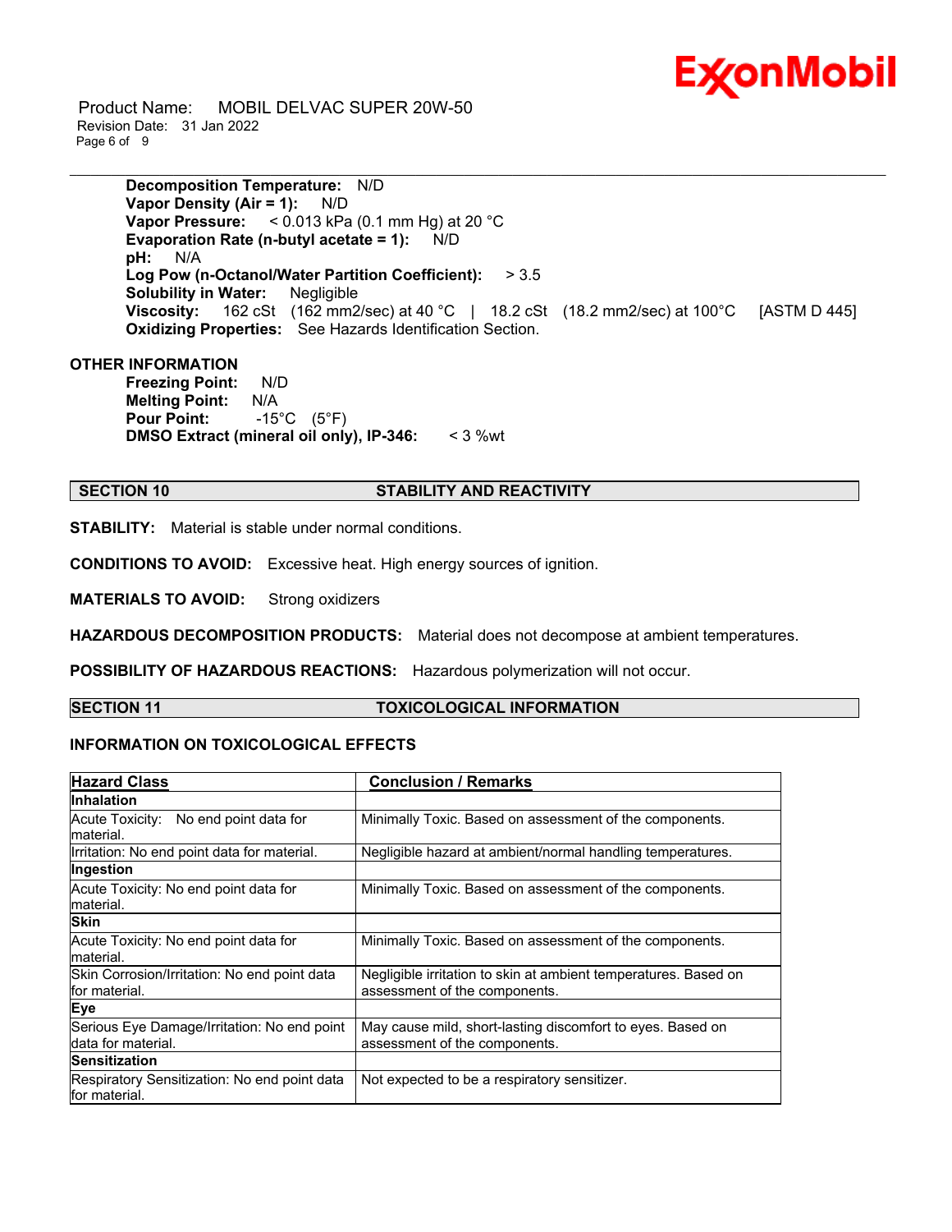**Decomposition Temperature:** N/D
**Vapor Density (Air = 1):** N/D
**Vapor Pressure:** < 0.013 kPa (0.1 mm Hg) at 20 °C
**Evaporation Rate (n-butyl acetate = 1):** N/D
**pH:** N/A
**Log Pow (n-Octanol/Water Partition Coefficient):** > 3.5
**Solubility in Water:** Negligible
**Viscosity:** 162 cSt (162 mm2/sec) at 40 °C | 18.2 cSt (18.2 mm2/sec) at 100°C [ASTM D 445]
**Oxidizing Properties:** See Hazards Identification Section.

**OTHER INFORMATION**

**Freezing Point:** N/D
**Melting Point:** N/A
**Pour Point:** -15°C (5°F)
**DMSO Extract (mineral oil only), IP-346:** < 3 %wt

## SECTION 10 STABILITY AND REACTIVITY

**STABILITY:** Material is stable under normal conditions.

**CONDITIONS TO AVOID:** Excessive heat. High energy sources of ignition.

**MATERIALS TO AVOID:** Strong oxidizers

**HAZARDOUS DECOMPOSITION PRODUCTS:** Material does not decompose at ambient temperatures.

**POSSIBILITY OF HAZARDOUS REACTIONS:** Hazardous polymerization will not occur.

## SECTION 11 TOXICOLOGICAL INFORMATION

### INFORMATION ON TOXICOLOGICAL EFFECTS

| Hazard Class | Conclusion / Remarks |
|---|---|
| **Inhalation** | |
| Acute Toxicity: No end point data for material. | Minimally Toxic. Based on assessment of the components. |
| Irritation: No end point data for material. | Negligible hazard at ambient/normal handling temperatures. |
| **Ingestion** | |
| Acute Toxicity: No end point data for material. | Minimally Toxic. Based on assessment of the components. |
| **Skin** | |
| Acute Toxicity: No end point data for material. | Minimally Toxic. Based on assessment of the components. |
| Skin Corrosion/Irritation: No end point data for material. | Negligible irritation to skin at ambient temperatures. Based on assessment of the components. |
| **Eye** | |
| Serious Eye Damage/Irritation: No end point data for material. | May cause mild, short-lasting discomfort to eyes. Based on assessment of the components. |
| **Sensitization** | |
| Respiratory Sensitization: No end point data for material. | Not expected to be a respiratory sensitizer. |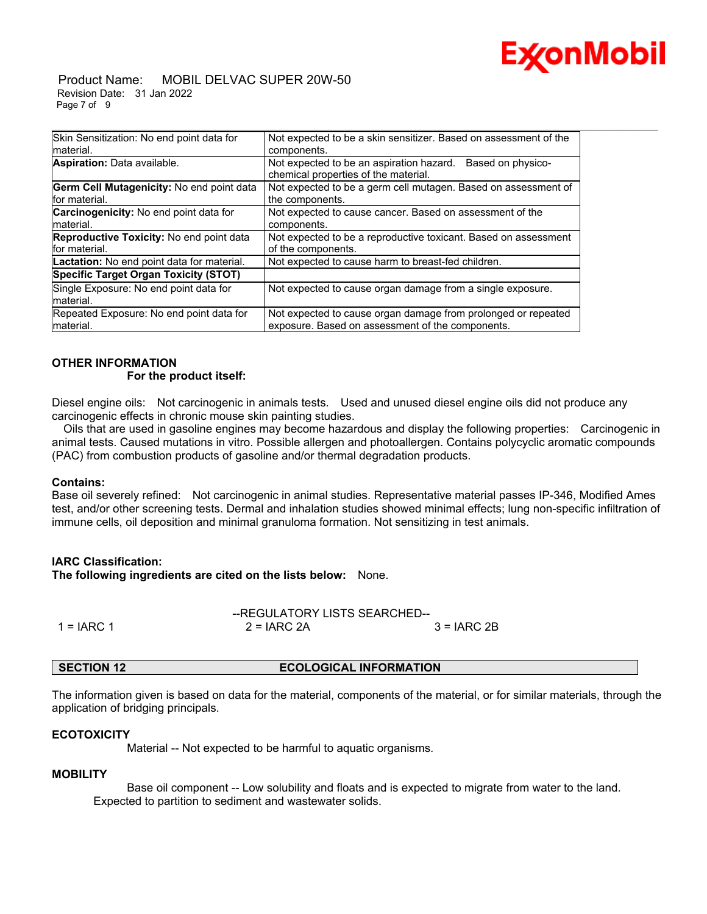| | |
|---|---|
| Skin Sensitization: No end point data for material. | Not expected to be a skin sensitizer. Based on assessment of the components. |
| **Aspiration:** Data available. | Not expected to be an aspiration hazard. Based on physico-chemical properties of the material. |
| **Germ Cell Mutagenicity:** No end point data for material. | Not expected to be a germ cell mutagen. Based on assessment of the components. |
| **Carcinogenicity:** No end point data for material. | Not expected to cause cancer. Based on assessment of the components. |
| **Reproductive Toxicity:** No end point data for material. | Not expected to be a reproductive toxicant. Based on assessment of the components. |
| **Lactation:** No end point data for material. | Not expected to cause harm to breast-fed children. |
| **Specific Target Organ Toxicity (STOT)** | |
| Single Exposure: No end point data for material. | Not expected to cause organ damage from a single exposure. |
| Repeated Exposure: No end point data for material. | Not expected to cause organ damage from prolonged or repeated exposure. Based on assessment of the components. |

**OTHER INFORMATION**

**For the product itself:**

Diesel engine oils: Not carcinogenic in animals tests. Used and unused diesel engine oils did not produce any carcinogenic effects in chronic mouse skin painting studies.

Oils that are used in gasoline engines may become hazardous and display the following properties: Carcinogenic in animal tests. Caused mutations in in vitro. Possible allergen and photoallergen. Contains polycyclic aromatic compounds (PAC) from combustion products of gasoline and/or thermal degradation products.

**Contains:**

Base oil severely refined: Not carcinogenic in animal studies. Representative material passes IP-346, Modified Ames test, and/or other screening tests. Dermal and inhalation studies showed minimal effects; lung non-specific infiltration of immune cells, oil deposition and minimal granuloma formation. Not sensitizing in test animals.

**IARC Classification:**

**The following ingredients are cited on the lists below:** None.

--REGULATORY LISTS SEARCHED--

1 = IARC 1 2 = IARC 2A 3 = IARC 2B

## SECTION 12 ECOLOGICAL INFORMATION

The information given is based on data for the material, components of the material, or for similar materials, through the application of bridging principals.

**ECOTOXICITY**

Material -- Not expected to be harmful to aquatic organisms.

**MOBILITY**

Base oil component -- Low solubility and floats and is expected to migrate from water to the land. Expected to partition to sediment and wastewater solids.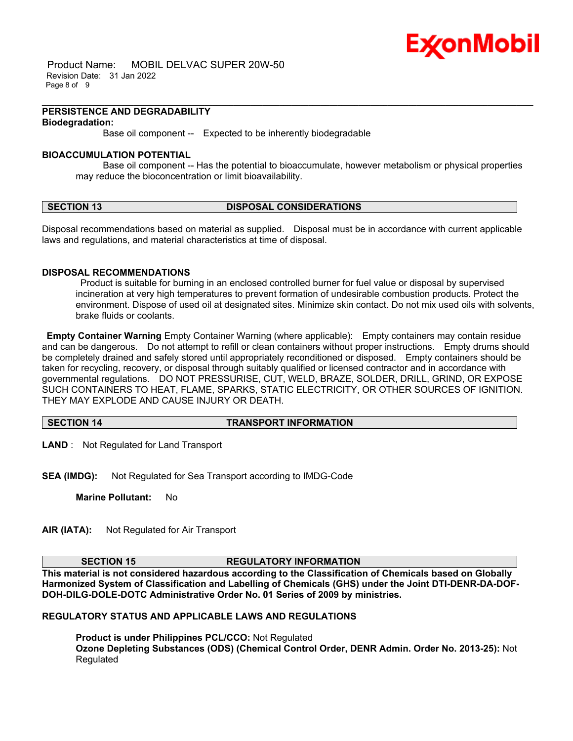**PERSISTENCE AND DEGRADABILITY**

**Biodegradation:**

Base oil component -- Expected to be inherently biodegradable

**BIOACCUMULATION POTENTIAL**

Base oil component -- Has the potential to bioaccumulate, however metabolism or physical properties may reduce the bioconcentration or limit bioavailability.

## SECTION 13 DISPOSAL CONSIDERATIONS

Disposal recommendations based on material as supplied. Disposal must be in accordance with current applicable laws and regulations, and material characteristics at time of disposal.

**DISPOSAL RECOMMENDATIONS**

Product is suitable for burning in an enclosed controlled burner for fuel value or disposal by supervised incineration at very high temperatures to prevent formation of undesirable combustion products. Protect the environment. Dispose of used oil at designated sites. Minimize skin contact. Do not mix used oils with solvents, brake fluids or coolants.

**Empty Container Warning** Empty Container Warning (where applicable): Empty containers may contain residue and can be dangerous. Do not attempt to refill or clean containers without proper instructions. Empty drums should be completely drained and safely stored until appropriately reconditioned or disposed. Empty containers should be taken for recycling, recovery, or disposal through suitably qualified or licensed contractor and in accordance with governmental regulations. DO NOT PRESSURISE, CUT, WELD, BRAZE, SOLDER, DRILL, GRIND, OR EXPOSE SUCH CONTAINERS TO HEAT, FLAME, SPARKS, STATIC ELECTRICITY, OR OTHER SOURCES OF IGNITION. THEY MAY EXPLODE AND CAUSE INJURY OR DEATH.

## SECTION 14 TRANSPORT INFORMATION

**LAND** : Not Regulated for Land Transport

**SEA (IMDG):** Not Regulated for Sea Transport according to IMDG-Code

**Marine Pollutant:** No

**AIR (IATA):** Not Regulated for Air Transport

## SECTION 15 REGULATORY INFORMATION

**This material is not considered hazardous according to the Classification of Chemicals based on Globally Harmonized System of Classification and Labelling of Chemicals (GHS) under the Joint DTI-DENR-DA-DOF-DOH-DILG-DOLE-DOTC Administrative Order No. 01 Series of 2009 by ministries.**

**REGULATORY STATUS AND APPLICABLE LAWS AND REGULATIONS**

**Product is under Philippines PCL/CCO:** Not Regulated
**Ozone Depleting Substances (ODS) (Chemical Control Order, DENR Admin. Order No. 2013-25):** Not Regulated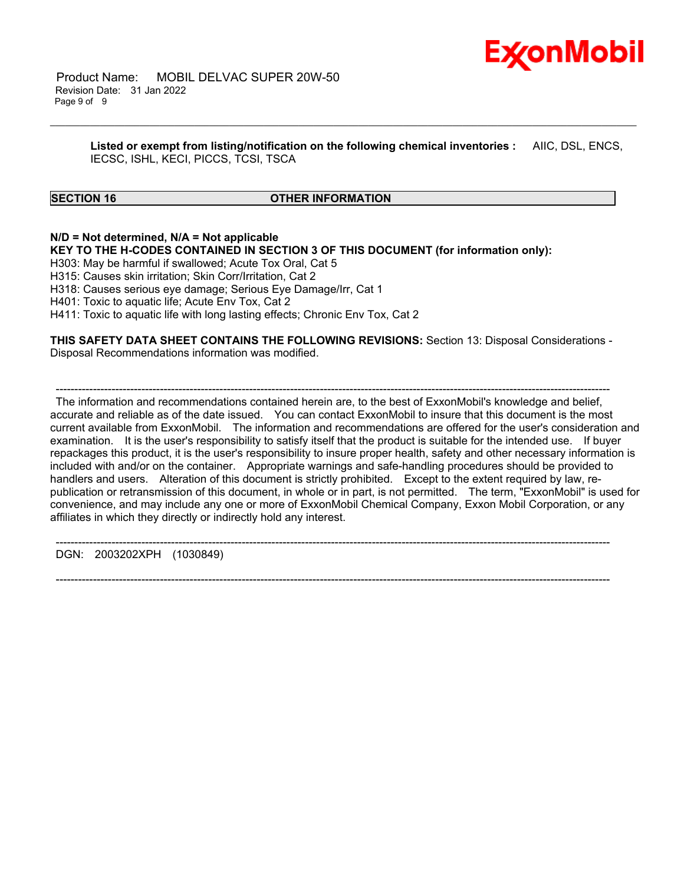**Listed or exempt from listing/notification on the following chemical inventories :** AIIC, DSL, ENCS, IECSC, ISHL, KECI, PICCS, TCSI, TSCA

## SECTION 16 OTHER INFORMATION

**N/D = Not determined, N/A = Not applicable**

**KEY TO THE H-CODES CONTAINED IN SECTION 3 OF THIS DOCUMENT (for information only):**

H303: May be harmful if swallowed; Acute Tox Oral, Cat 5
H315: Causes skin irritation; Skin Corr/Irritation, Cat 2
H318: Causes serious eye damage; Serious Eye Damage/Irr, Cat 1
H401: Toxic to aquatic life; Acute Env Tox, Cat 2
H411: Toxic to aquatic life with long lasting effects; Chronic Env Tox, Cat 2

**THIS SAFETY DATA SHEET CONTAINS THE FOLLOWING REVISIONS:** Section 13: Disposal Considerations - Disposal Recommendations information was modified.

-----------------------------------------------------------------------------------------------------------------------------------------------------

The information and recommendations contained herein are, to the best of ExxonMobil's knowledge and belief, accurate and reliable as of the date issued. You can contact ExxonMobil to insure that this document is the most current available from ExxonMobil. The information and recommendations are offered for the user's consideration and examination. It is the user's responsibility to satisfy itself that the product is suitable for the intended use. If buyer repackages this product, it is the user's responsibility to insure proper health, safety and other necessary information is included with and/or on the container. Appropriate warnings and safe-handling procedures should be provided to handlers and users. Alteration of this document is strictly prohibited. Except to the extent required by law, re-publication or retransmission of this document, in whole or in part, is not permitted. The term, "ExxonMobil" is used for convenience, and may include any one or more of ExxonMobil Chemical Company, Exxon Mobil Corporation, or any affiliates in which they directly or indirectly hold any interest.

-----------------------------------------------------------------------------------------------------------------------------------------------------

DGN: 2003202XPH (1030849)

-----------------------------------------------------------------------------------------------------------------------------------------------------